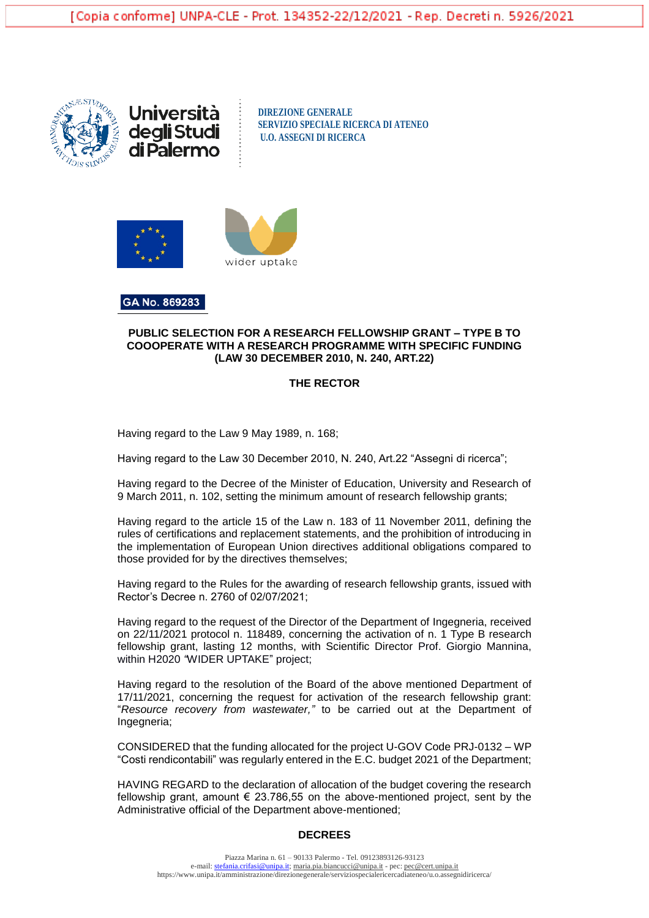[Copia conforme] UNPA-CLE - Prot. 134352-22/12/2021 - Rep. Decreti n. 5926/2021

Università degli Studi di Palermo

**DIREZIONE GENERALE**
**SERVIZIO SPECIALE RICERCA DI ATENEO**
**U.O. ASSEGNI DI RICERCA**

wider uptake

**GA No. 869283**

**PUBLIC SELECTION FOR A RESEARCH FELLOWSHIP GRANT – TYPE B TO COOOPERATE WITH A RESEARCH PROGRAMME WITH SPECIFIC FUNDING (LAW 30 DECEMBER 2010, N. 240, ART.22)**

**THE RECTOR**

Having regard to the Law 9 May 1989, n. 168;

Having regard to the Law 30 December 2010, N. 240, Art.22 "Assegni di ricerca";

Having regard to the Decree of the Minister of Education, University and Research of 9 March 2011, n. 102, setting the minimum amount of research fellowship grants;

Having regard to the article 15 of the Law n. 183 of 11 November 2011, defining the rules of certifications and replacement statements, and the prohibition of introducing in the implementation of European Union directives additional obligations compared to those provided for by the directives themselves;

Having regard to the Rules for the awarding of research fellowship grants, issued with Rector's Decree n. 2760 of 02/07/2021;

Having regard to the request of the Director of the Department of Ingegneria, received on 22/11/2021 protocol n. 118489, concerning the activation of n. 1 Type B research fellowship grant, lasting 12 months, with Scientific Director Prof. Giorgio Mannina, within H2020 "WIDER UPTAKE" project;

Having regard to the resolution of the Board of the above mentioned Department of 17/11/2021, concerning the request for activation of the research fellowship grant: "*Resource recovery from wastewater,"* to be carried out at the Department of Ingegneria;

CONSIDERED that the funding allocated for the project U-GOV Code PRJ-0132 – WP "Costi rendicontabili" was regularly entered in the E.C. budget 2021 of the Department;

HAVING REGARD to the declaration of allocation of the budget covering the research fellowship grant, amount € 23.786,55 on the above-mentioned project, sent by the Administrative official of the Department above-mentioned;

**DECREES**

Piazza Marina n. 61 – 90133 Palermo - Tel. 09123893126-93123
e-mail: stefania.crifasi@unipa.it; maria.pia.biancucci@unipa.it - pec: pec@cert.unipa.it
https://www.unipa.it/amministrazione/direzionegenerale/serviziospecialericercadiateneo/u.o.assegnidiricerca/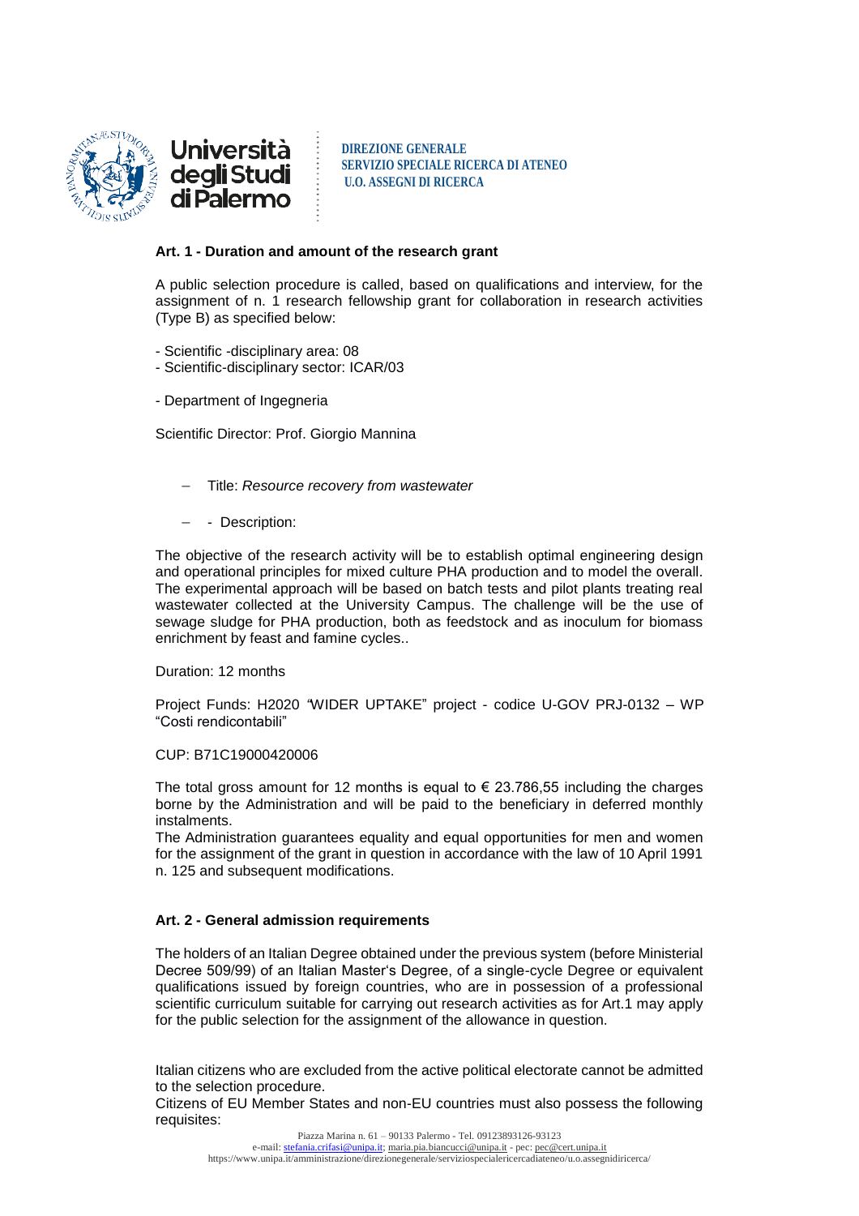## Art. 1 - Duration and amount of the research grant

A public selection procedure is called, based on qualifications and interview, for the assignment of n. 1 research fellowship grant for collaboration in research activities (Type B) as specified below:

- Scientific -disciplinary area: 08
- Scientific-disciplinary sector: ICAR/03

- Department of Ingegneria

Scientific Director: Prof. Giorgio Mannina

- Title: *Resource recovery from wastewater*
- - Description:

The objective of the research activity will be to establish optimal engineering design and operational principles for mixed culture PHA production and to model the overall. The experimental approach will be based on batch tests and pilot plants treating real wastewater collected at the University Campus. The challenge will be the use of sewage sludge for PHA production, both as feedstock and as inoculum for biomass enrichment by feast and famine cycles..

Duration: 12 months

Project Funds: H2020 "WIDER UPTAKE" project - codice U-GOV PRJ-0132 – WP "Costi rendicontabili"

CUP: B71C19000420006

The total gross amount for 12 months is equal to € 23.786,55 including the charges borne by the Administration and will be paid to the beneficiary in deferred monthly instalments.
The Administration guarantees equality and equal opportunities for men and women for the assignment of the grant in question in accordance with the law of 10 April 1991 n. 125 and subsequent modifications.

## Art. 2 - General admission requirements

The holders of an Italian Degree obtained under the previous system (before Ministerial Decree 509/99) of an Italian Master's Degree, of a single-cycle Degree or equivalent qualifications issued by foreign countries, who are in possession of a professional scientific curriculum suitable for carrying out research activities as for Art.1 may apply for the public selection for the assignment of the allowance in question.

Italian citizens who are excluded from the active political electorate cannot be admitted to the selection procedure.
Citizens of EU Member States and non-EU countries must also possess the following requisites: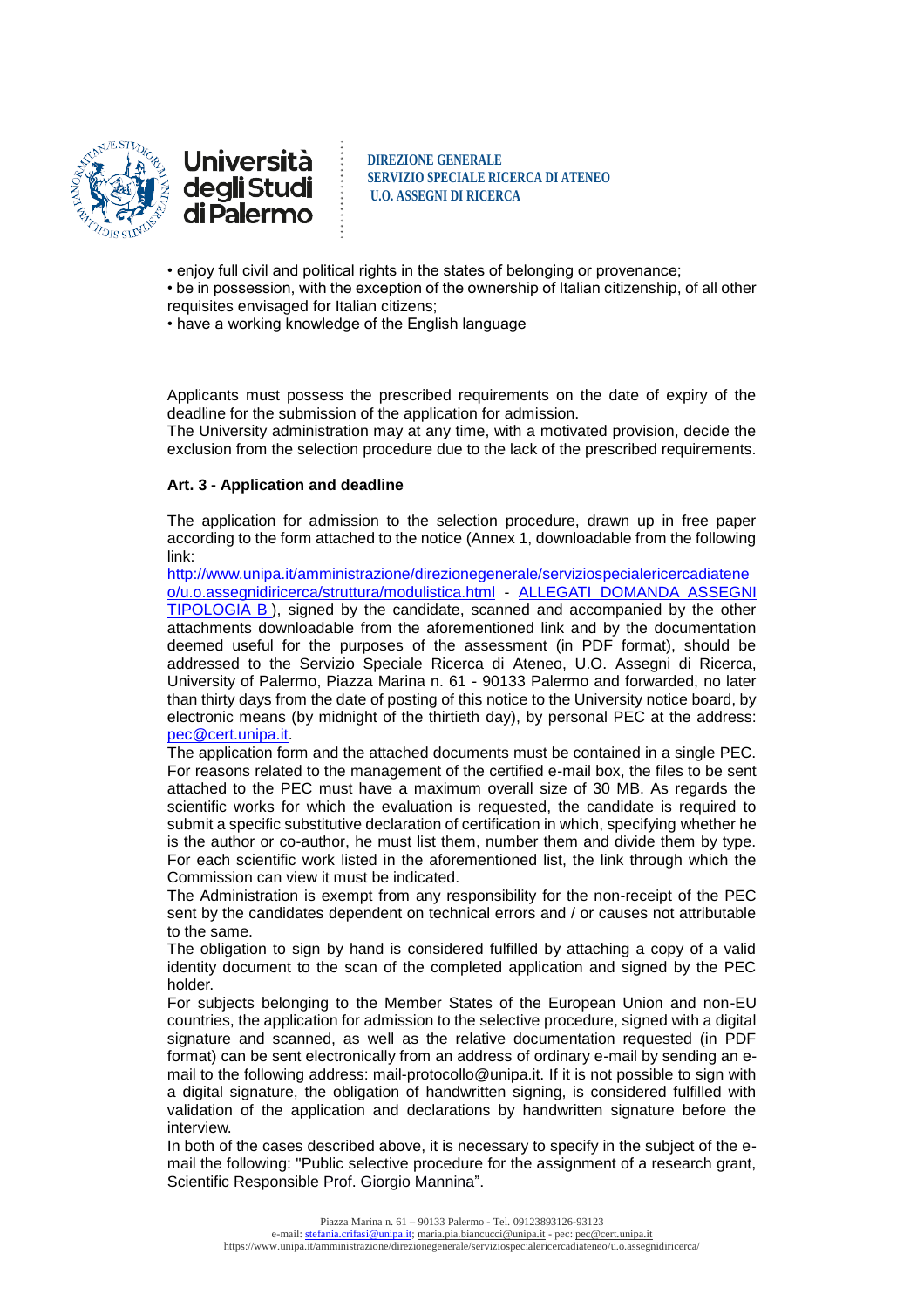• enjoy full civil and political rights in the states of belonging or provenance;
• be in possession, with the exception of the ownership of Italian citizenship, of all other requisites envisaged for Italian citizens;
• have a working knowledge of the English language

Applicants must possess the prescribed requirements on the date of expiry of the deadline for the submission of the application for admission.
The University administration may at any time, with a motivated provision, decide the exclusion from the selection procedure due to the lack of the prescribed requirements.

**Art. 3 - Application and deadline**

The application for admission to the selection procedure, drawn up in free paper according to the form attached to the notice (Annex 1, downloadable from the following link:
http://www.unipa.it/amministrazione/direzionegenerale/serviziospecialericercadiateneo/u.o.assegnidiricerca/struttura/modulistica.html - ALLEGATI DOMANDA ASSEGNI TIPOLOGIA B ), signed by the candidate, scanned and accompanied by the other attachments downloadable from the aforementioned link and by the documentation deemed useful for the purposes of the assessment (in PDF format), should be addressed to the Servizio Speciale Ricerca di Ateneo, U.O. Assegni di Ricerca, University of Palermo, Piazza Marina n. 61 - 90133 Palermo and forwarded, no later than thirty days from the date of posting of this notice to the University notice board, by electronic means (by midnight of the thirtieth day), by personal PEC at the address: pec@cert.unipa.it.
The application form and the attached documents must be contained in a single PEC. For reasons related to the management of the certified e-mail box, the files to be sent attached to the PEC must have a maximum overall size of 30 MB. As regards the scientific works for which the evaluation is requested, the candidate is required to submit a specific substitutive declaration of certification in which, specifying whether he is the author or co-author, he must list them, number them and divide them by type. For each scientific work listed in the aforementioned list, the link through which the Commission can view it must be indicated.
The Administration is exempt from any responsibility for the non-receipt of the PEC sent by the candidates dependent on technical errors and / or causes not attributable to the same.
The obligation to sign by hand is considered fulfilled by attaching a copy of a valid identity document to the scan of the completed application and signed by the PEC holder.
For subjects belonging to the Member States of the European Union and non-EU countries, the application for admission to the selective procedure, signed with a digital signature and scanned, as well as the relative documentation requested (in PDF format) can be sent electronically from an address of ordinary e-mail by sending an e-mail to the following address: mail-protocollo@unipa.it. If it is not possible to sign with a digital signature, the obligation of handwritten signing, is considered fulfilled with validation of the application and declarations by handwritten signature before the interview.
In both of the cases described above, it is necessary to specify in the subject of the e-mail the following: "Public selective procedure for the assignment of a research grant, Scientific Responsible Prof. Giorgio Mannina".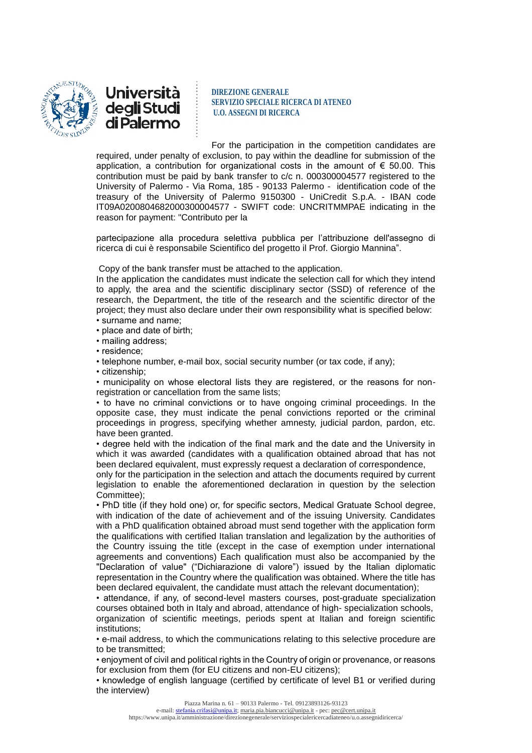For the participation in the competition candidates are required, under penalty of exclusion, to pay within the deadline for submission of the application, a contribution for organizational costs in the amount of € 50.00. This contribution must be paid by bank transfer to c/c n. 000300004577 registered to the University of Palermo - Via Roma, 185 - 90133 Palermo - identification code of the treasury of the University of Palermo 9150300 - UniCredit S.p.A. - IBAN code IT09A0200804682000300004577 - SWIFT code: UNCRITMMPAE indicating in the reason for payment: "Contributo per la

partecipazione alla procedura selettiva pubblica per l'attribuzione dell'assegno di ricerca di cui è responsabile Scientifico del progetto il Prof. Giorgio Mannina".

Copy of the bank transfer must be attached to the application.

In the application the candidates must indicate the selection call for which they intend to apply, the area and the scientific disciplinary sector (SSD) of reference of the research, the Department, the title of the research and the scientific director of the project; they must also declare under their own responsibility what is specified below:

- surname and name;
- place and date of birth;
- mailing address;
- residence;
- telephone number, e-mail box, social security number (or tax code, if any);
- citizenship;
- municipality on whose electoral lists they are registered, or the reasons for non-registration or cancellation from the same lists;
- to have no criminal convictions or to have ongoing criminal proceedings. In the opposite case, they must indicate the penal convictions reported or the criminal proceedings in progress, specifying whether amnesty, judicial pardon, pardon, etc. have been granted.
- degree held with the indication of the final mark and the date and the University in which it was awarded (candidates with a qualification obtained abroad that has not been declared equivalent, must expressly request a declaration of correspondence, only for the participation in the selection and attach the documents required by current legislation to enable the aforementioned declaration in question by the selection Committee);
- PhD title (if they hold one) or, for specific sectors, Medical Gratuate School degree, with indication of the date of achievement and of the issuing University. Candidates with a PhD qualification obtained abroad must send together with the application form the qualifications with certified Italian translation and legalization by the authorities of the Country issuing the title (except in the case of exemption under international agreements and conventions) Each qualification must also be accompanied by the "Declaration of value" ("Dichiarazione di valore") issued by the Italian diplomatic representation in the Country where the qualification was obtained. Where the title has been declared equivalent, the candidate must attach the relevant documentation);
- attendance, if any, of second-level masters courses, post-graduate specialization courses obtained both in Italy and abroad, attendance of high- specialization schools, organization of scientific meetings, periods spent at Italian and foreign scientific institutions;
- e-mail address, to which the communications relating to this selective procedure are to be transmitted;
- enjoyment of civil and political rights in the Country of origin or provenance, or reasons for exclusion from them (for EU citizens and non-EU citizens);
- knowledge of english language (certified by certificate of level B1 or verified during the interview)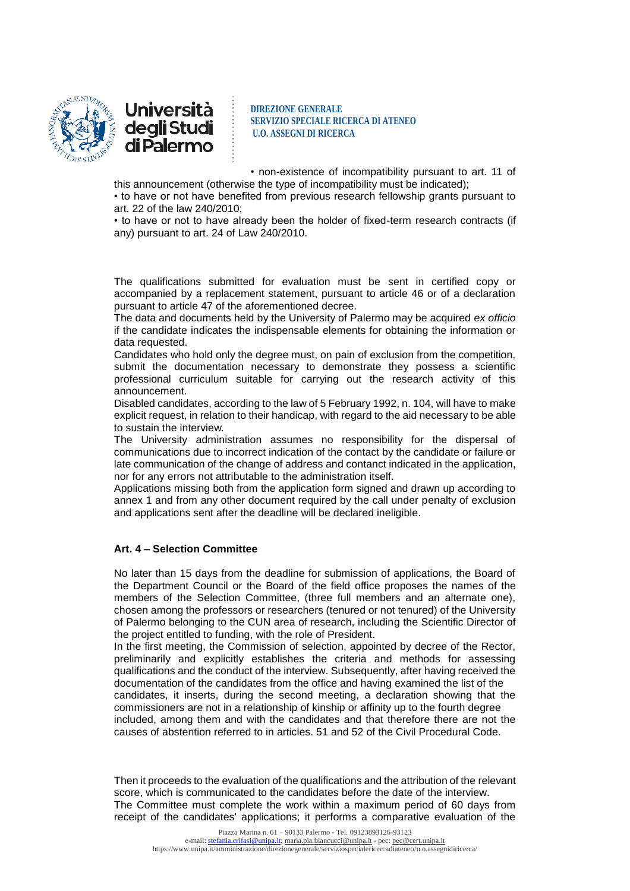• non-existence of incompatibility pursuant to art. 11 of this announcement (otherwise the type of incompatibility must be indicated);

• to have or not have benefited from previous research fellowship grants pursuant to art. 22 of the law 240/2010;

• to have or not to have already been the holder of fixed-term research contracts (if any) pursuant to art. 24 of Law 240/2010.

The qualifications submitted for evaluation must be sent in certified copy or accompanied by a replacement statement, pursuant to article 46 or of a declaration pursuant to article 47 of the aforementioned decree.

The data and documents held by the University of Palermo may be acquired *ex officio* if the candidate indicates the indispensable elements for obtaining the information or data requested.

Candidates who hold only the degree must, on pain of exclusion from the competition, submit the documentation necessary to demonstrate they possess a scientific professional curriculum suitable for carrying out the research activity of this announcement.

Disabled candidates, according to the law of 5 February 1992, n. 104, will have to make explicit request, in relation to their handicap, with regard to the aid necessary to be able to sustain the interview.

The University administration assumes no responsibility for the dispersal of communications due to incorrect indication of the contact by the candidate or failure or late communication of the change of address and contanct indicated in the application, nor for any errors not attributable to the administration itself.

Applications missing both from the application form signed and drawn up according to annex 1 and from any other document required by the call under penalty of exclusion and applications sent after the deadline will be declared ineligible.

### Art. 4 – Selection Committee

No later than 15 days from the deadline for submission of applications, the Board of the Department Council or the Board of the field office proposes the names of the members of the Selection Committee, (three full members and an alternate one), chosen among the professors or researchers (tenured or not tenured) of the University of Palermo belonging to the CUN area of research, including the Scientific Director of the project entitled to funding, with the role of President.

In the first meeting, the Commission of selection, appointed by decree of the Rector, preliminarily and explicitly establishes the criteria and methods for assessing qualifications and the conduct of the interview. Subsequently, after having received the documentation of the candidates from the office and having examined the list of the candidates, it inserts, during the second meeting, a declaration showing that the commissioners are not in a relationship of kinship or affinity up to the fourth degree included, among them and with the candidates and that therefore there are not the causes of abstention referred to in articles. 51 and 52 of the Civil Procedural Code.

Then it proceeds to the evaluation of the qualifications and the attribution of the relevant score, which is communicated to the candidates before the date of the interview.

The Committee must complete the work within a maximum period of 60 days from receipt of the candidates' applications; it performs a comparative evaluation of the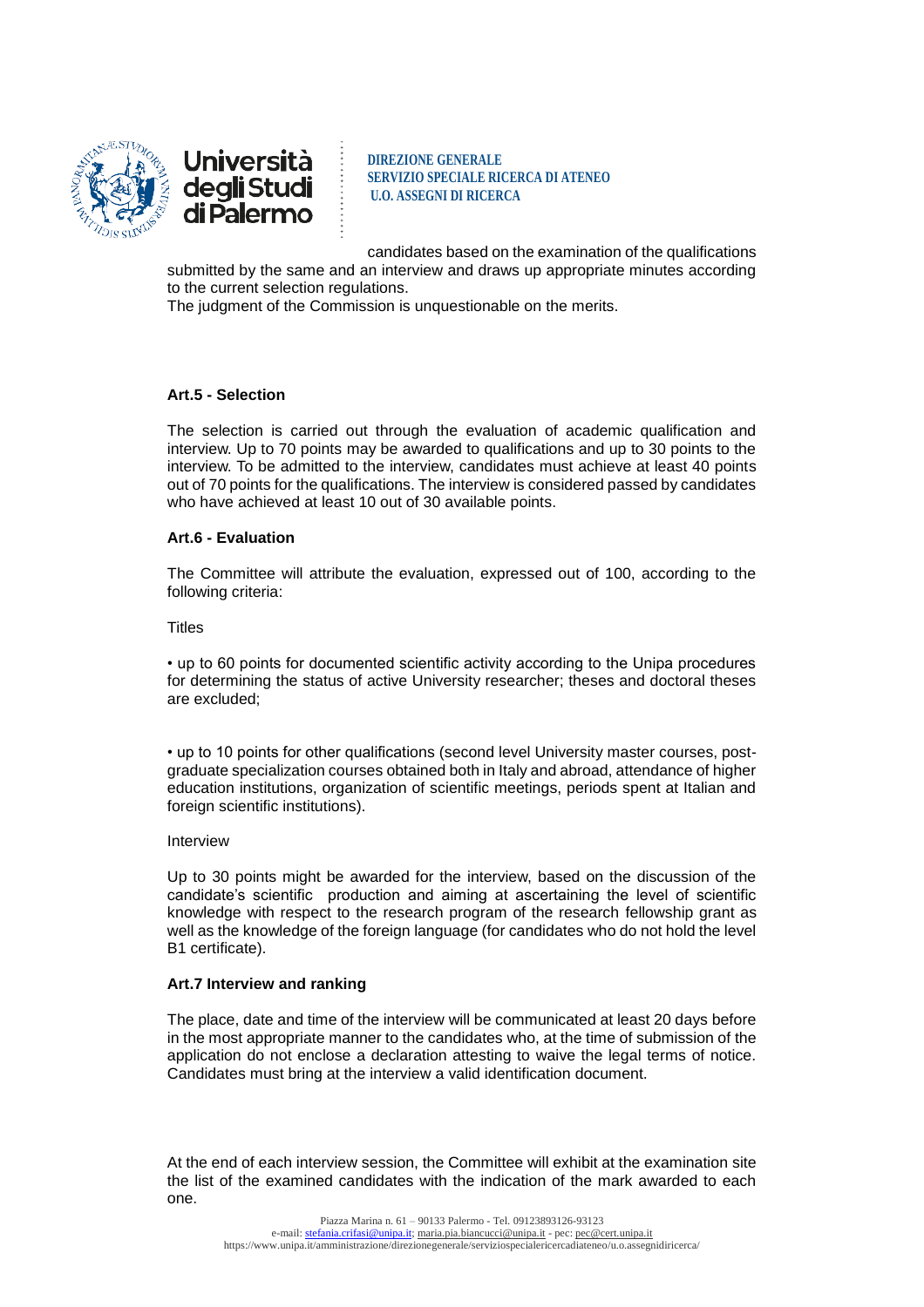candidates based on the examination of the qualifications submitted by the same and an interview and draws up appropriate minutes according to the current selection regulations.
The judgment of the Commission is unquestionable on the merits.

**Art.5 - Selection**

The selection is carried out through the evaluation of academic qualification and interview. Up to 70 points may be awarded to qualifications and up to 30 points to the interview. To be admitted to the interview, candidates must achieve at least 40 points out of 70 points for the qualifications. The interview is considered passed by candidates who have achieved at least 10 out of 30 available points.

**Art.6 - Evaluation**

The Committee will attribute the evaluation, expressed out of 100, according to the following criteria:

Titles

• up to 60 points for documented scientific activity according to the Unipa procedures for determining the status of active University researcher; theses and doctoral theses are excluded;

• up to 10 points for other qualifications (second level University master courses, post-graduate specialization courses obtained both in Italy and abroad, attendance of higher education institutions, organization of scientific meetings, periods spent at Italian and foreign scientific institutions).

Interview

Up to 30 points might be awarded for the interview, based on the discussion of the candidate's scientific production and aiming at ascertaining the level of scientific knowledge with respect to the research program of the research fellowship grant as well as the knowledge of the foreign language (for candidates who do not hold the level B1 certificate).

**Art.7 Interview and ranking**

The place, date and time of the interview will be communicated at least 20 days before in the most appropriate manner to the candidates who, at the time of submission of the application do not enclose a declaration attesting to waive the legal terms of notice. Candidates must bring at the interview a valid identification document.

At the end of each interview session, the Committee will exhibit at the examination site the list of the examined candidates with the indication of the mark awarded to each one.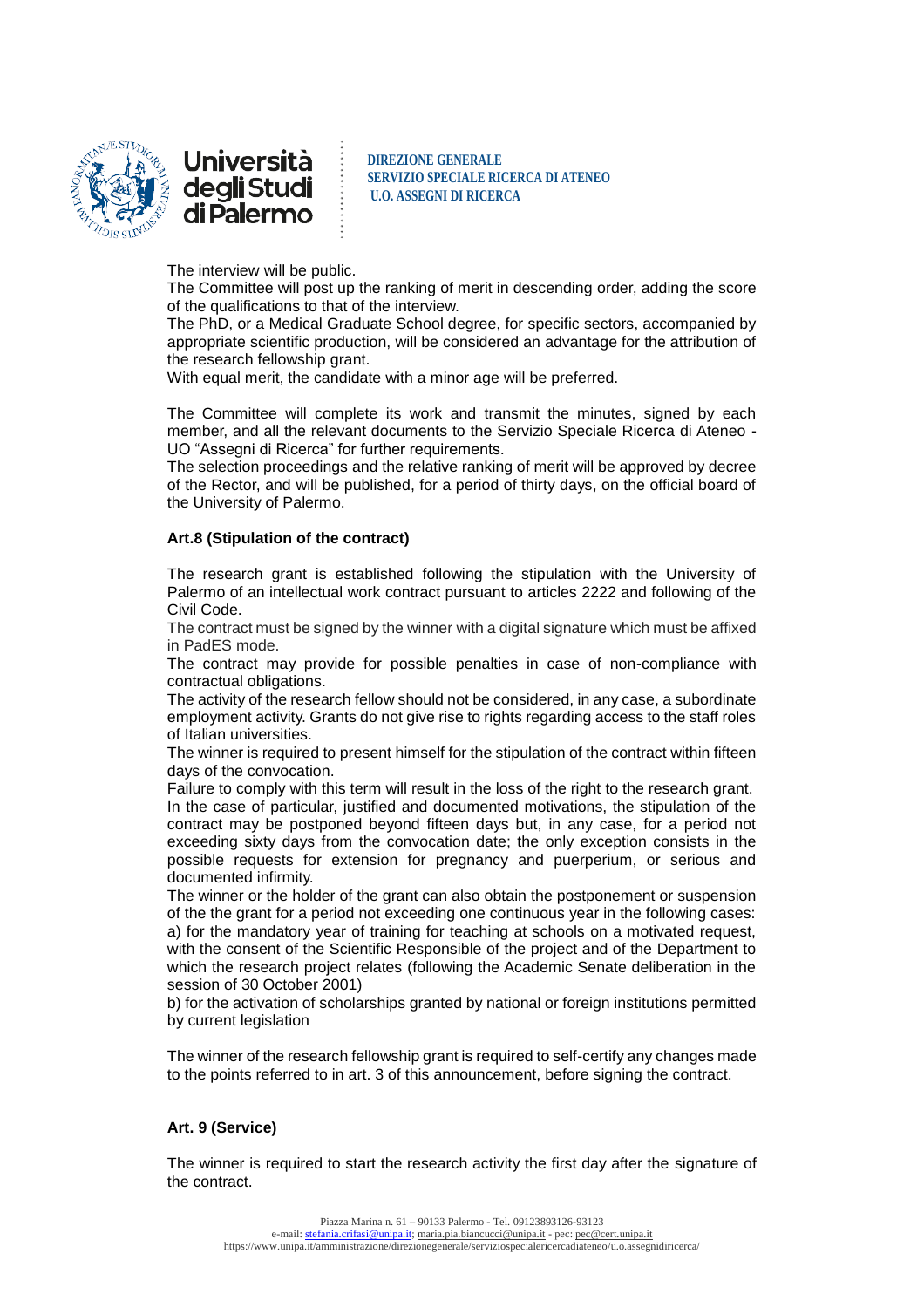The interview will be public.
The Committee will post up the ranking of merit in descending order, adding the score of the qualifications to that of the interview.
The PhD, or a Medical Graduate School degree, for specific sectors, accompanied by appropriate scientific production, will be considered an advantage for the attribution of the research fellowship grant.
With equal merit, the candidate with a minor age will be preferred.

The Committee will complete its work and transmit the minutes, signed by each member, and all the relevant documents to the Servizio Speciale Ricerca di Ateneo - UO "Assegni di Ricerca" for further requirements.
The selection proceedings and the relative ranking of merit will be approved by decree of the Rector, and will be published, for a period of thirty days, on the official board of the University of Palermo.

**Art.8 (Stipulation of the contract)**

The research grant is established following the stipulation with the University of Palermo of an intellectual work contract pursuant to articles 2222 and following of the Civil Code.
The contract must be signed by the winner with a digital signature which must be affixed in PadES mode.
The contract may provide for possible penalties in case of non-compliance with contractual obligations.
The activity of the research fellow should not be considered, in any case, a subordinate employment activity. Grants do not give rise to rights regarding access to the staff roles of Italian universities.
The winner is required to present himself for the stipulation of the contract within fifteen days of the convocation.
Failure to comply with this term will result in the loss of the right to the research grant.
In the case of particular, justified and documented motivations, the stipulation of the contract may be postponed beyond fifteen days but, in any case, for a period not exceeding sixty days from the convocation date; the only exception consists in the possible requests for extension for pregnancy and puerperium, or serious and documented infirmity.
The winner or the holder of the grant can also obtain the postponement or suspension of the the grant for a period not exceeding one continuous year in the following cases:
a) for the mandatory year of training for teaching at schools on a motivated request, with the consent of the Scientific Responsible of the project and of the Department to which the research project relates (following the Academic Senate deliberation in the session of 30 October 2001)
b) for the activation of scholarships granted by national or foreign institutions permitted by current legislation

The winner of the research fellowship grant is required to self-certify any changes made to the points referred to in art. 3 of this announcement, before signing the contract.

**Art. 9 (Service)**

The winner is required to start the research activity the first day after the signature of the contract.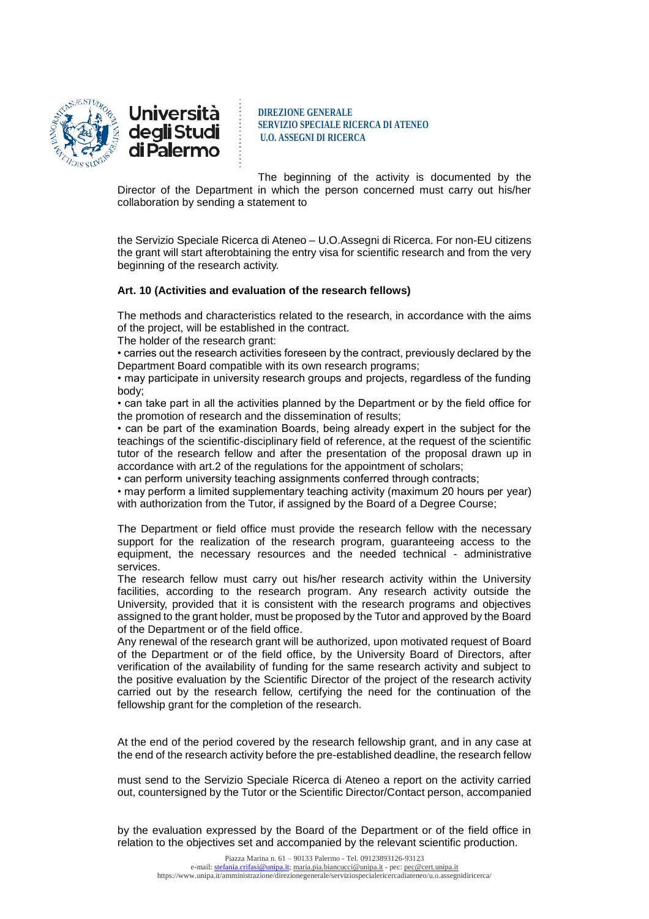The beginning of the activity is documented by the Director of the Department in which the person concerned must carry out his/her collaboration by sending a statement to

the Servizio Speciale Ricerca di Ateneo – U.O.Assegni di Ricerca. For non-EU citizens the grant will start afterobtaining the entry visa for scientific research and from the very beginning of the research activity.

**Art. 10 (Activities and evaluation of the research fellows)**

The methods and characteristics related to the research, in accordance with the aims of the project, will be established in the contract.

The holder of the research grant:

- carries out the research activities foreseen by the contract, previously declared by the Department Board compatible with its own research programs;
- may participate in university research groups and projects, regardless of the funding body;
- can take part in all the activities planned by the Department or by the field office for the promotion of research and the dissemination of results;
- can be part of the examination Boards, being already expert in the subject for the teachings of the scientific-disciplinary field of reference, at the request of the scientific tutor of the research fellow and after the presentation of the proposal drawn up in accordance with art.2 of the regulations for the appointment of scholars;
- can perform university teaching assignments conferred through contracts;
- may perform a limited supplementary teaching activity (maximum 20 hours per year) with authorization from the Tutor, if assigned by the Board of a Degree Course;

The Department or field office must provide the research fellow with the necessary support for the realization of the research program, guaranteeing access to the equipment, the necessary resources and the needed technical - administrative services.

The research fellow must carry out his/her research activity within the University facilities, according to the research program. Any research activity outside the University, provided that it is consistent with the research programs and objectives assigned to the grant holder, must be proposed by the Tutor and approved by the Board of the Department or of the field office.

Any renewal of the research grant will be authorized, upon motivated request of Board of the Department or of the field office, by the University Board of Directors, after verification of the availability of funding for the same research activity and subject to the positive evaluation by the Scientific Director of the project of the research activity carried out by the research fellow, certifying the need for the continuation of the fellowship grant for the completion of the research.

At the end of the period covered by the research fellowship grant, and in any case at the end of the research activity before the pre-established deadline, the research fellow

must send to the Servizio Speciale Ricerca di Ateneo a report on the activity carried out, countersigned by the Tutor or the Scientific Director/Contact person, accompanied

by the evaluation expressed by the Board of the Department or of the field office in relation to the objectives set and accompanied by the relevant scientific production.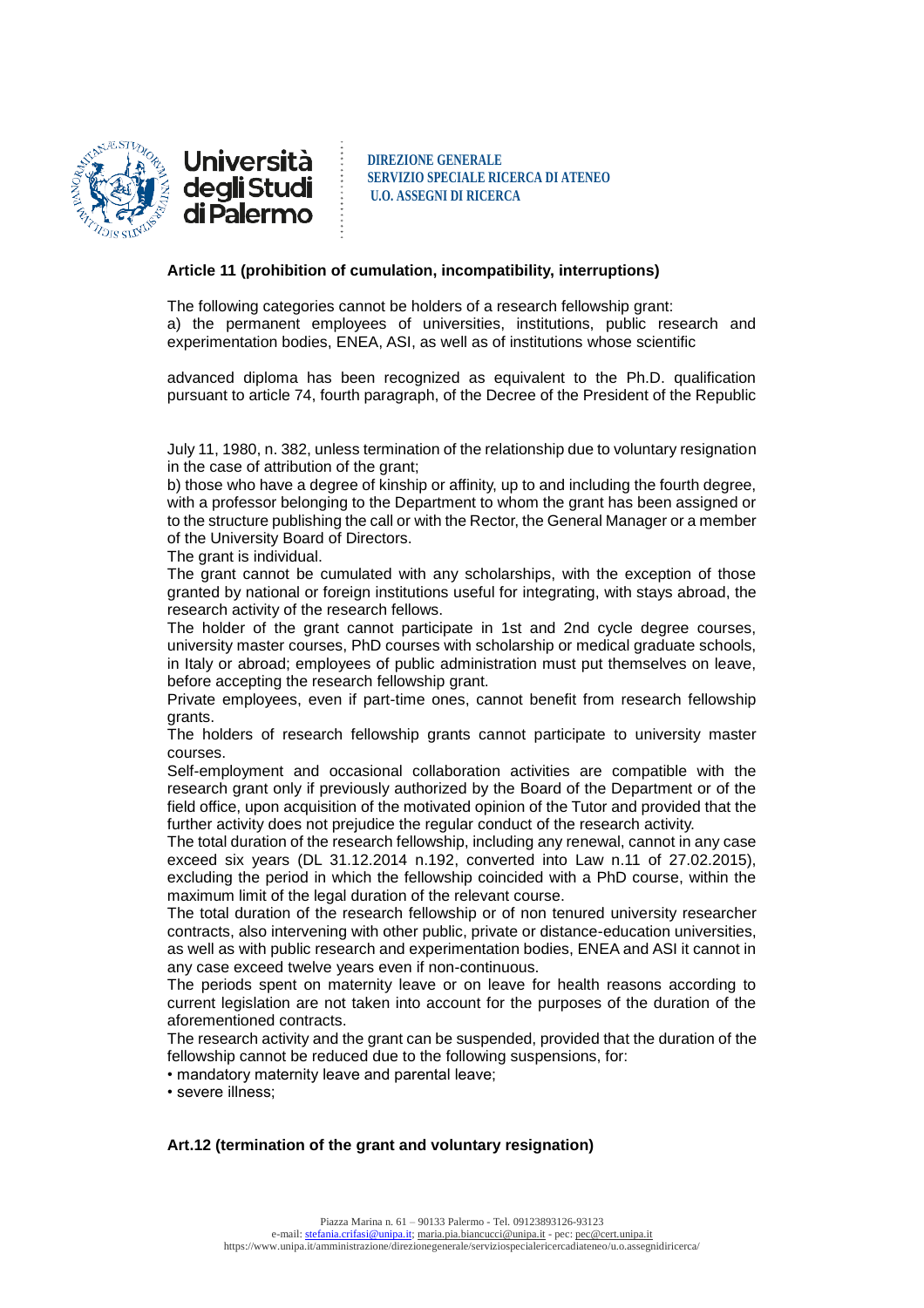### Article 11 (prohibition of cumulation, incompatibility, interruptions)

The following categories cannot be holders of a research fellowship grant:
a) the permanent employees of universities, institutions, public research and experimentation bodies, ENEA, ASI, as well as of institutions whose scientific

advanced diploma has been recognized as equivalent to the Ph.D. qualification pursuant to article 74, fourth paragraph, of the Decree of the President of the Republic

July 11, 1980, n. 382, unless termination of the relationship due to voluntary resignation in the case of attribution of the grant;
b) those who have a degree of kinship or affinity, up to and including the fourth degree, with a professor belonging to the Department to whom the grant has been assigned or to the structure publishing the call or with the Rector, the General Manager or a member of the University Board of Directors.
The grant is individual.
The grant cannot be cumulated with any scholarships, with the exception of those granted by national or foreign institutions useful for integrating, with stays abroad, the research activity of the research fellows.
The holder of the grant cannot participate in 1st and 2nd cycle degree courses, university master courses, PhD courses with scholarship or medical graduate schools, in Italy or abroad; employees of public administration must put themselves on leave, before accepting the research fellowship grant.
Private employees, even if part-time ones, cannot benefit from research fellowship grants.
The holders of research fellowship grants cannot participate to university master courses.
Self-employment and occasional collaboration activities are compatible with the research grant only if previously authorized by the Board of the Department or of the field office, upon acquisition of the motivated opinion of the Tutor and provided that the further activity does not prejudice the regular conduct of the research activity.
The total duration of the research fellowship, including any renewal, cannot in any case exceed six years (DL 31.12.2014 n.192, converted into Law n.11 of 27.02.2015), excluding the period in which the fellowship coincided with a PhD course, within the maximum limit of the legal duration of the relevant course.
The total duration of the research fellowship or of non tenured university researcher contracts, also intervening with other public, private or distance-education universities, as well as with public research and experimentation bodies, ENEA and ASI it cannot in any case exceed twelve years even if non-continuous.
The periods spent on maternity leave or on leave for health reasons according to current legislation are not taken into account for the purposes of the duration of the aforementioned contracts.
The research activity and the grant can be suspended, provided that the duration of the fellowship cannot be reduced due to the following suspensions, for:
- mandatory maternity leave and parental leave;
- severe illness;

### Art.12 (termination of the grant and voluntary resignation)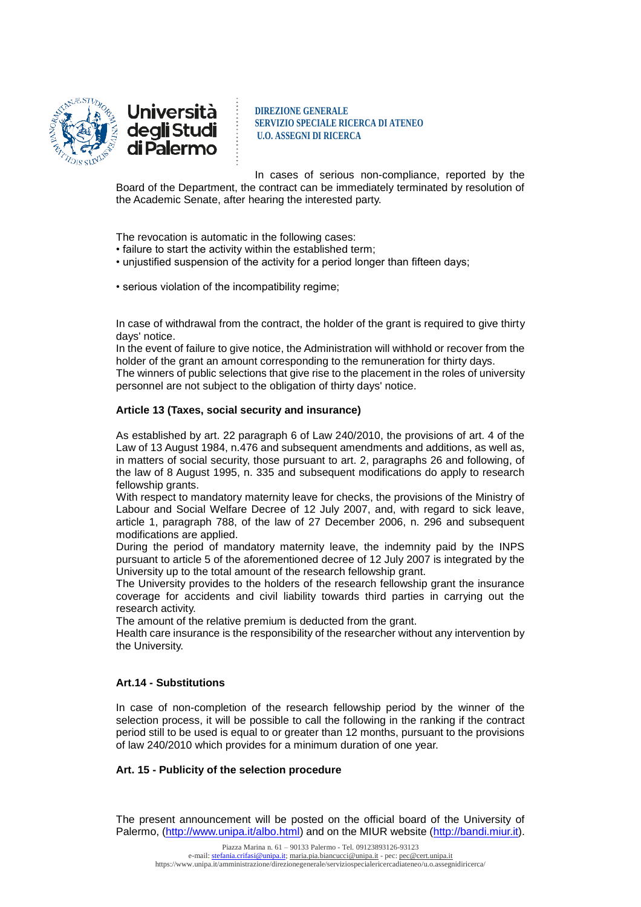In cases of serious non-compliance, reported by the Board of the Department, the contract can be immediately terminated by resolution of the Academic Senate, after hearing the interested party.

The revocation is automatic in the following cases:

- failure to start the activity within the established term;
- unjustified suspension of the activity for a period longer than fifteen days;
- serious violation of the incompatibility regime;

In case of withdrawal from the contract, the holder of the grant is required to give thirty days' notice.
In the event of failure to give notice, the Administration will withhold or recover from the holder of the grant an amount corresponding to the remuneration for thirty days.
The winners of public selections that give rise to the placement in the roles of university personnel are not subject to the obligation of thirty days' notice.

**Article 13 (Taxes, social security and insurance)**

As established by art. 22 paragraph 6 of Law 240/2010, the provisions of art. 4 of the Law of 13 August 1984, n.476 and subsequent amendments and additions, as well as, in matters of social security, those pursuant to art. 2, paragraphs 26 and following, of the law of 8 August 1995, n. 335 and subsequent modifications do apply to research fellowship grants.
With respect to mandatory maternity leave for checks, the provisions of the Ministry of Labour and Social Welfare Decree of 12 July 2007, and, with regard to sick leave, article 1, paragraph 788, of the law of 27 December 2006, n. 296 and subsequent modifications are applied.
During the period of mandatory maternity leave, the indemnity paid by the INPS pursuant to article 5 of the aforementioned decree of 12 July 2007 is integrated by the University up to the total amount of the research fellowship grant.
The University provides to the holders of the research fellowship grant the insurance coverage for accidents and civil liability towards third parties in carrying out the research activity.
The amount of the relative premium is deducted from the grant.
Health care insurance is the responsibility of the researcher without any intervention by the University.

**Art.14 - Substitutions**

In case of non-completion of the research fellowship period by the winner of the selection process, it will be possible to call the following in the ranking if the contract period still to be used is equal to or greater than 12 months, pursuant to the provisions of law 240/2010 which provides for a minimum duration of one year.

**Art. 15 - Publicity of the selection procedure**

The present announcement will be posted on the official board of the University of Palermo, (http://www.unipa.it/albo.html) and on the MIUR website (http://bandi.miur.it).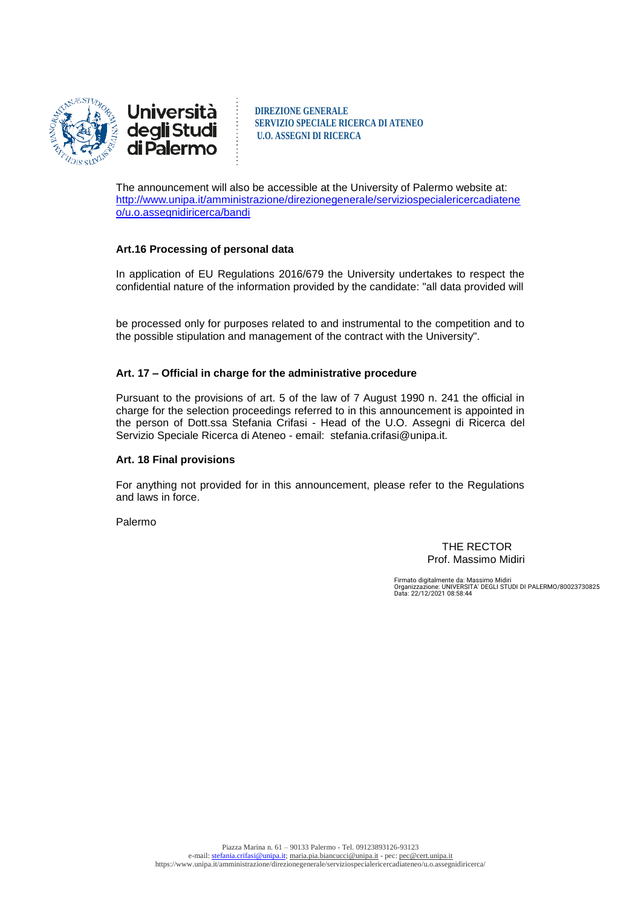The announcement will also be accessible at the University of Palermo website at: http://www.unipa.it/amministrazione/direzionegenerale/serviziospecialericercadiateneo/u.o.assegnidiricerca/bandi

**Art.16 Processing of personal data**

In application of EU Regulations 2016/679 the University undertakes to respect the confidential nature of the information provided by the candidate: "all data provided will be processed only for purposes related to and instrumental to the competition and to the possible stipulation and management of the contract with the University".

**Art. 17 – Official in charge for the administrative procedure**

Pursuant to the provisions of art. 5 of the law of 7 August 1990 n. 241 the official in charge for the selection proceedings referred to in this announcement is appointed in the person of Dott.ssa Stefania Crifasi - Head of the U.O. Assegni di Ricerca del Servizio Speciale Ricerca di Ateneo - email: stefania.crifasi@unipa.it.

**Art. 18 Final provisions**

For anything not provided for in this announcement, please refer to the Regulations and laws in force.

Palermo

THE RECTOR
Prof. Massimo Midiri

Firmato digitalmente da: Massimo Midiri
Organizzazione: UNIVERSITA' DEGLI STUDI DI PALERMO/80023730825
Data: 22/12/2021 08:58:44